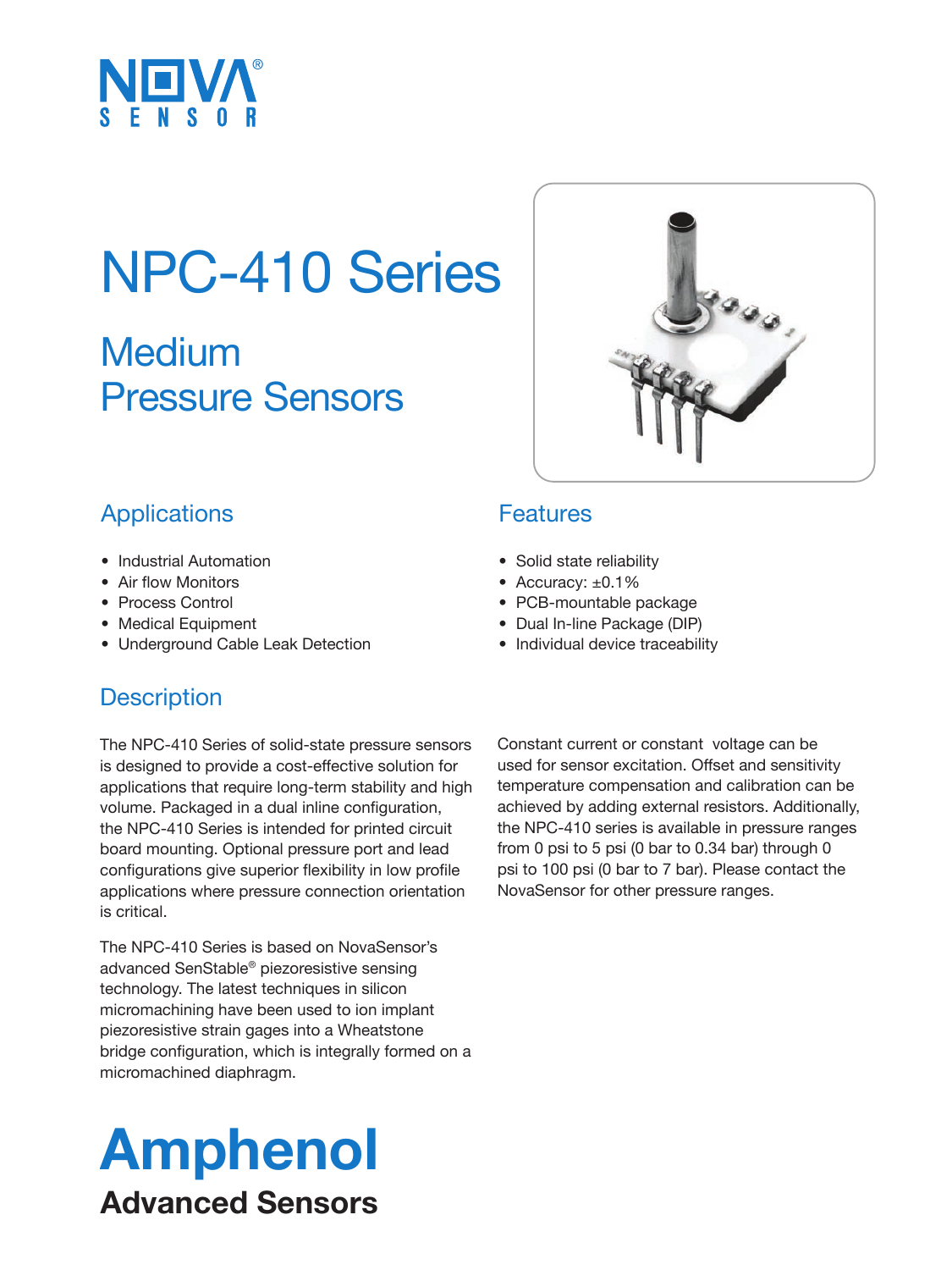# NPC-410 Series

## Medium Pressure Sensors

### Applications

- Industrial Automation
- Air flow Monitors
- Process Control
- Medical Equipment
- Underground Cable Leak Detection

### Features

- Solid state reliability
- Accuracy: ±0.1%
- PCB-mountable package
- Dual In-line Package (DIP)
- Individual device traceability

### Description

The NPC-410 Series of solid-state pressure sensors is designed to provide a cost-effective solution for applications that require long-term stability and high volume. Packaged in a dual inline configuration, the NPC-410 Series is intended for printed circuit board mounting. Optional pressure port and lead configurations give superior flexibility in low profile applications where pressure connection orientation is critical.

The NPC-410 Series is based on NovaSensor's advanced SenStable® piezoresistive sensing technology. The latest techniques in silicon micromachining have been used to ion implant piezoresistive strain gages into a Wheatstone bridge configuration, which is integrally formed on a micromachined diaphragm.

Constant current or constant voltage can be used for sensor excitation. Offset and sensitivity temperature compensation and calibration can be achieved by adding external resistors. Additionally, the NPC-410 series is available in pressure ranges from 0 psi to 5 psi (0 bar to 0.34 bar) through 0 psi to 100 psi (0 bar to 7 bar). Please contact the NovaSensor for other pressure ranges.

**Amphenol**
**Advanced Sensors**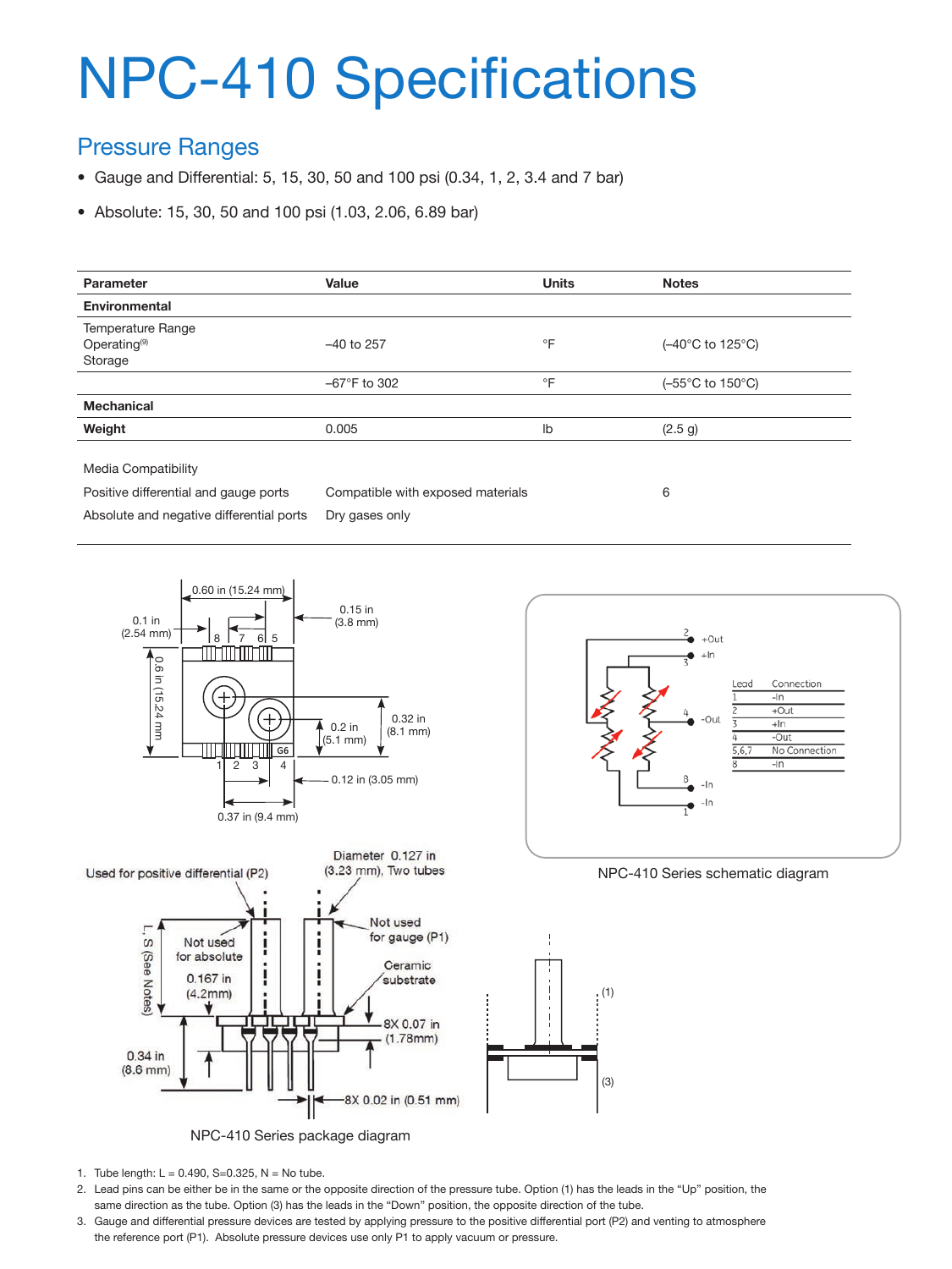# NPC-410 Specifications

## Pressure Ranges

- Gauge and Differential: 5, 15, 30, 50 and 100 psi (0.34, 1, 2, 3.4 and 7 bar)
- Absolute: 15, 30, 50 and 100 psi (1.03, 2.06, 6.89 bar)

| Parameter | Value | Units | Notes |
|---|---|---|---|
| **Environmental** | | | |
| Temperature Range<br>Operating[9]<br>Storage | –40 to 257 | °F | (–40°C to 125°C) |
| | –67°F to 302 | °F | (–55°C to 150°C) |
| **Mechanical** | | | |
| **Weight** | 0.005 | lb | (2.5 g) |
| Media Compatibility | | | |
| Positive differential and gauge ports | Compatible with exposed materials | | 6 |
| Absolute and negative differential ports | Dry gases only | | |

| Lead | Connection |
|---|---|
| 1 | -In |
| 2 | +Out |
| 3 | +In |
| 4 | -Out |
| 5,6,7 | No Connection |
| 8 | -In |

NPC-410 Series schematic diagram

NPC-410 Series package diagram

1. Tube length: L = 0.490, S=0.325, N = No tube.
2. Lead pins can be either be in the same or the opposite direction of the pressure tube. Option (1) has the leads in the "Up" position, the same direction as the tube. Option (3) has the leads in the "Down" position, the opposite direction of the tube.
3. Gauge and differential pressure devices are tested by applying pressure to the positive differential port (P2) and venting to atmosphere the reference port (P1). Absolute pressure devices use only P1 to apply vacuum or pressure.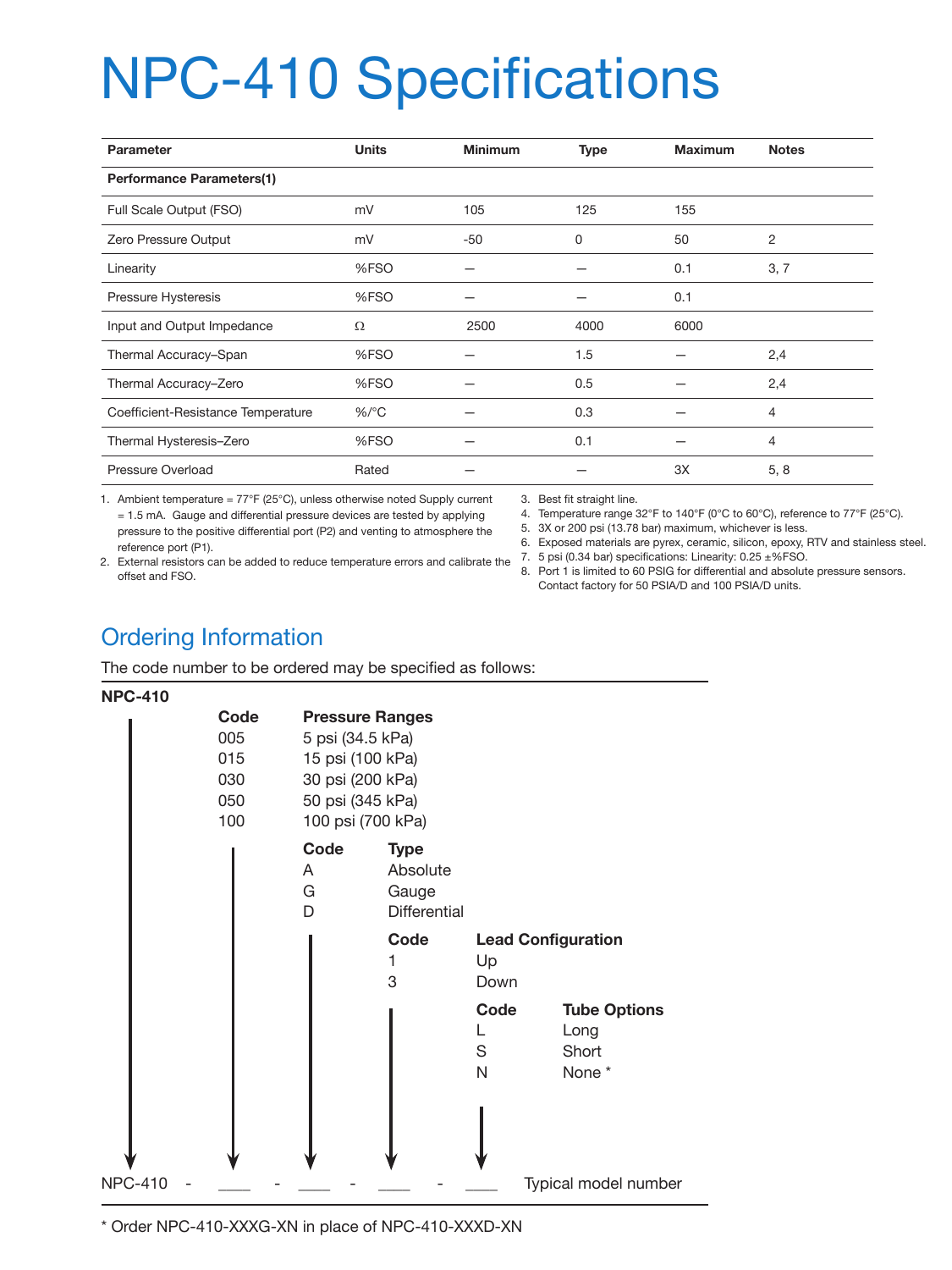# NPC-410 Specifications

| Parameter | Units | Minimum | Type | Maximum | Notes |
|---|---|---|---|---|---|
| **Performance Parameters(1)** | | | | | |
| Full Scale Output (FSO) | mV | 105 | 125 | 155 | |
| Zero Pressure Output | mV | -50 | 0 | 50 | 2 |
| Linearity | %FSO | — | — | 0.1 | 3, 7 |
| Pressure Hysteresis | %FSO | — | — | 0.1 | |
| Input and Output Impedance | Ω | 2500 | 4000 | 6000 | |
| Thermal Accuracy–Span | %FSO | — | 1.5 | — | 2,4 |
| Thermal Accuracy–Zero | %FSO | — | 0.5 | — | 2,4 |
| Coefficient-Resistance Temperature | %/°C | — | 0.3 | — | 4 |
| Thermal Hysteresis–Zero | %FSO | — | 0.1 | — | 4 |
| Pressure Overload | Rated | — | — | 3X | 5, 8 |

1. Ambient temperature = 77°F (25°C), unless otherwise noted Supply current = 1.5 mA. Gauge and differential pressure devices are tested by applying pressure to the positive differential port (P2) and venting to atmosphere the reference port (P1).
2. External resistors can be added to reduce temperature errors and calibrate the offset and FSO.
3. Best fit straight line.
4. Temperature range 32°F to 140°F (0°C to 60°C), reference to 77°F (25°C).
5. 3X or 200 psi (13.78 bar) maximum, whichever is less.
6. Exposed materials are pyrex, ceramic, silicon, epoxy, RTV and stainless steel.
7. 5 psi (0.34 bar) specifications: Linearity: 0.25 ±%FSO.
8. Port 1 is limited to 60 PSIG for differential and absolute pressure sensors. Contact factory for 50 PSIA/D and 100 PSIA/D units.

## Ordering Information

The code number to be ordered may be specified as follows:

**NPC-410**

| Code | Pressure Ranges |
|---|---|
| 005 | 5 psi (34.5 kPa) |
| 015 | 15 psi (100 kPa) |
| 030 | 30 psi (200 kPa) |
| 050 | 50 psi (345 kPa) |
| 100 | 100 psi (700 kPa) |

| Code | Type |
|---|---|
| A | Absolute |
| G | Gauge |
| D | Differential |

| Code | Lead Configuration |
|---|---|
| 1 | Up |
| 3 | Down |

| Code | Tube Options |
|---|---|
| L | Long |
| S | Short |
| N | None * |

NPC-410 - ___ - ___ - ___ - ___ Typical model number

\* Order NPC-410-XXXG-XN in place of NPC-410-XXXD-XN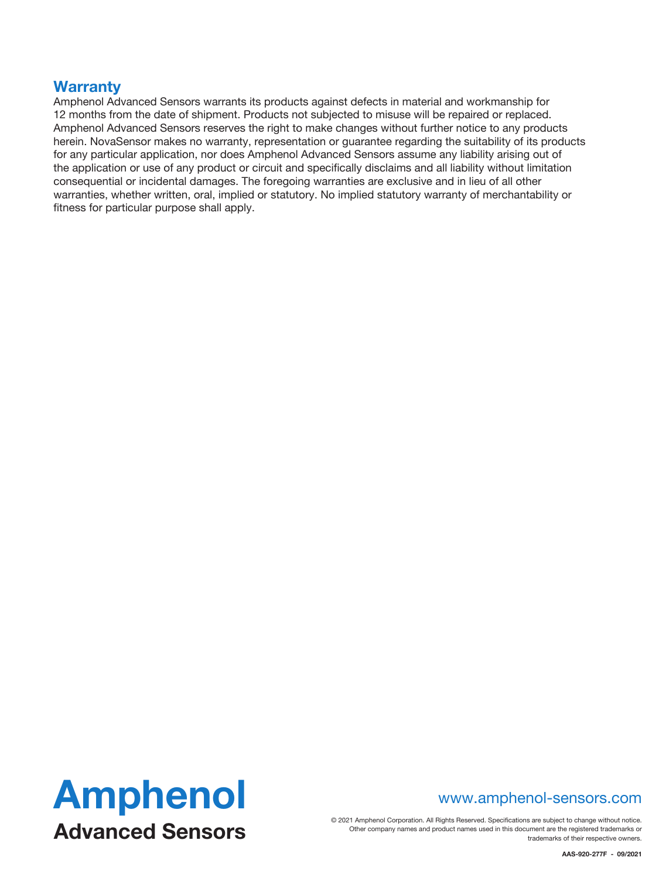## Warranty

Amphenol Advanced Sensors warrants its products against defects in material and workmanship for 12 months from the date of shipment. Products not subjected to misuse will be repaired or replaced. Amphenol Advanced Sensors reserves the right to make changes without further notice to any products herein. NovaSensor makes no warranty, representation or guarantee regarding the suitability of its products for any particular application, nor does Amphenol Advanced Sensors assume any liability arising out of the application or use of any product or circuit and specifically disclaims and all liability without limitation consequential or incidental damages. The foregoing warranties are exclusive and in lieu of all other warranties, whether written, oral, implied or statutory. No implied statutory warranty of merchantability or fitness for particular purpose shall apply.

**Amphenol**
**Advanced Sensors**

www.amphenol-sensors.com

© 2021 Amphenol Corporation. All Rights Reserved. Specifications are subject to change without notice. Other company names and product names used in this document are the registered trademarks or trademarks of their respective owners.

**AAS-920-277F - 09/2021**